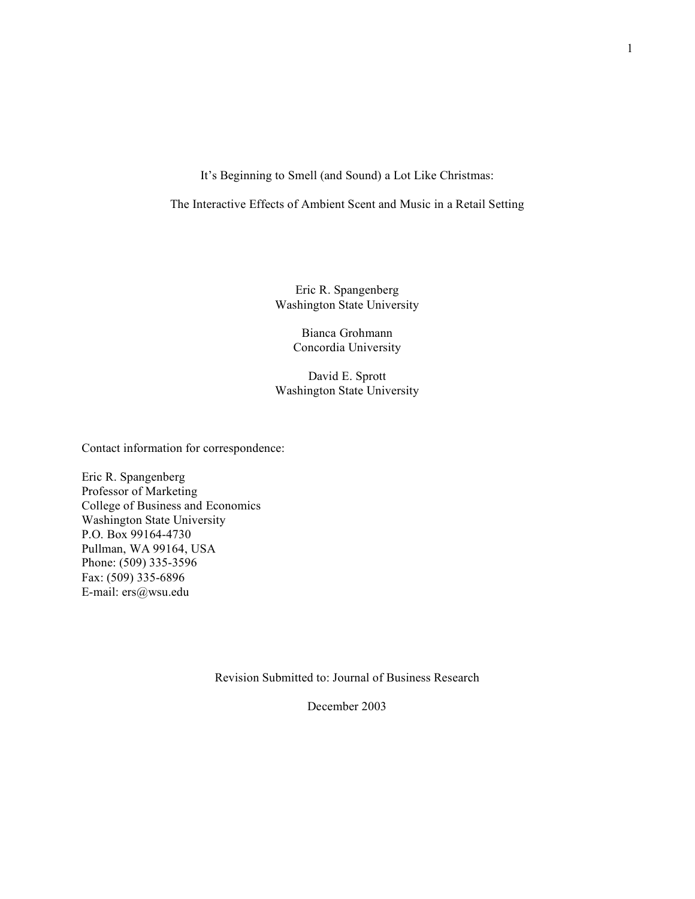# It's Beginning to Smell (and Sound) a Lot Like Christmas:

## The Interactive Effects of Ambient Scent and Music in a Retail Setting

Eric R. Spangenberg
Washington State University

Bianca Grohmann
Concordia University

David E. Sprott
Washington State University

Contact information for correspondence:

Eric R. Spangenberg
Professor of Marketing
College of Business and Economics
Washington State University
P.O. Box 99164-4730
Pullman, WA 99164, USA
Phone: (509) 335-3596
Fax: (509) 335-6896
E-mail: ers@wsu.edu

Revision Submitted to: Journal of Business Research

December 2003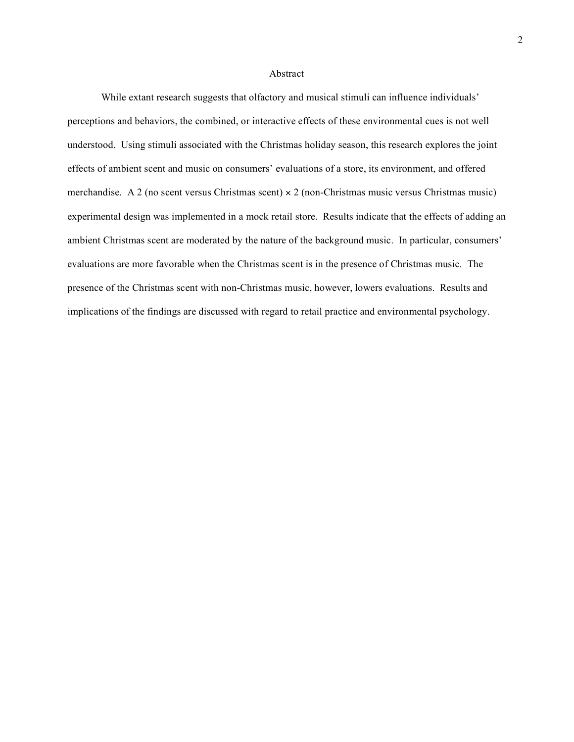# Abstract

While extant research suggests that olfactory and musical stimuli can influence individuals' perceptions and behaviors, the combined, or interactive effects of these environmental cues is not well understood. Using stimuli associated with the Christmas holiday season, this research explores the joint effects of ambient scent and music on consumers' evaluations of a store, its environment, and offered merchandise. A 2 (no scent versus Christmas scent) × 2 (non-Christmas music versus Christmas music) experimental design was implemented in a mock retail store. Results indicate that the effects of adding an ambient Christmas scent are moderated by the nature of the background music. In particular, consumers' evaluations are more favorable when the Christmas scent is in the presence of Christmas music. The presence of the Christmas scent with non-Christmas music, however, lowers evaluations. Results and implications of the findings are discussed with regard to retail practice and environmental psychology.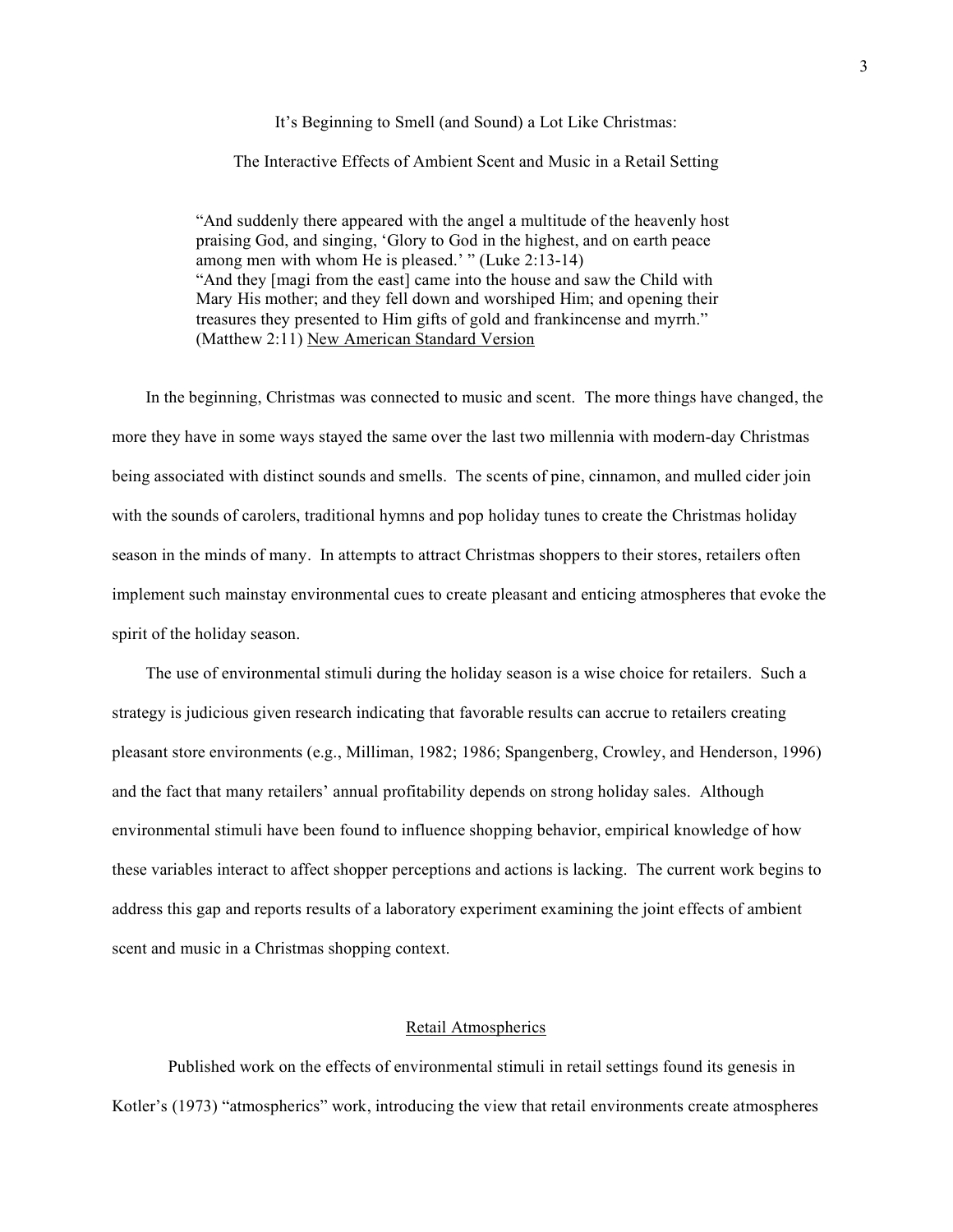# It's Beginning to Smell (and Sound) a Lot Like Christmas:

## The Interactive Effects of Ambient Scent and Music in a Retail Setting

> "And suddenly there appeared with the angel a multitude of the heavenly host praising God, and singing, 'Glory to God in the highest, and on earth peace among men with whom He is pleased.' " (Luke 2:13-14)
> "And they [magi from the east] came into the house and saw the Child with Mary His mother; and they fell down and worshiped Him; and opening their treasures they presented to Him gifts of gold and frankincense and myrrh." (Matthew 2:11) New American Standard Version

In the beginning, Christmas was connected to music and scent. The more things have changed, the more they have in some ways stayed the same over the last two millennia with modern-day Christmas being associated with distinct sounds and smells. The scents of pine, cinnamon, and mulled cider join with the sounds of carolers, traditional hymns and pop holiday tunes to create the Christmas holiday season in the minds of many. In attempts to attract Christmas shoppers to their stores, retailers often implement such mainstay environmental cues to create pleasant and enticing atmospheres that evoke the spirit of the holiday season.

The use of environmental stimuli during the holiday season is a wise choice for retailers. Such a strategy is judicious given research indicating that favorable results can accrue to retailers creating pleasant store environments (e.g., Milliman, 1982; 1986; Spangenberg, Crowley, and Henderson, 1996) and the fact that many retailers' annual profitability depends on strong holiday sales. Although environmental stimuli have been found to influence shopping behavior, empirical knowledge of how these variables interact to affect shopper perceptions and actions is lacking. The current work begins to address this gap and reports results of a laboratory experiment examining the joint effects of ambient scent and music in a Christmas shopping context.

### Retail Atmospherics

Published work on the effects of environmental stimuli in retail settings found its genesis in Kotler's (1973) "atmospherics" work, introducing the view that retail environments create atmospheres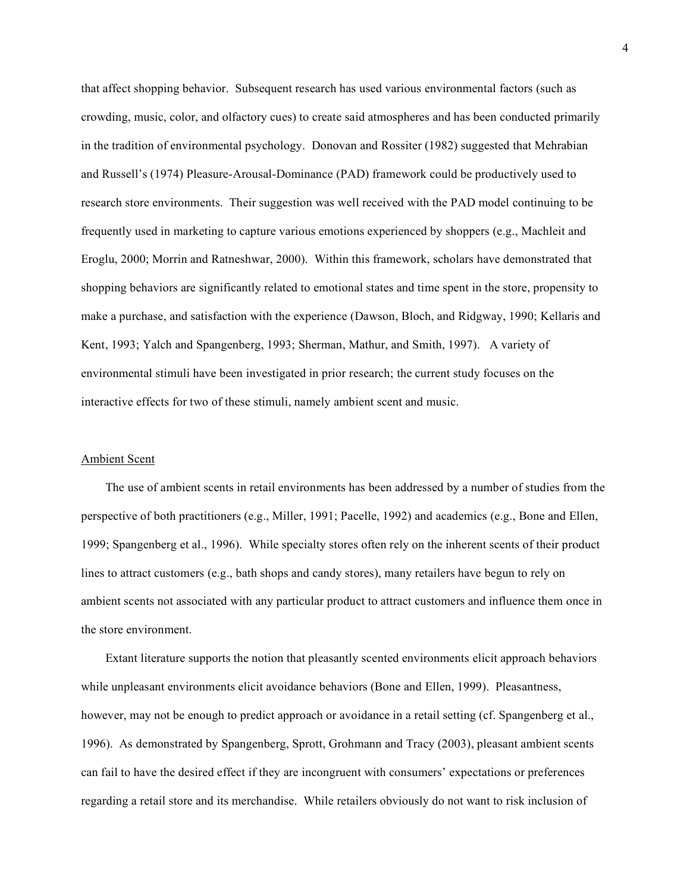that affect shopping behavior. Subsequent research has used various environmental factors (such as crowding, music, color, and olfactory cues) to create said atmospheres and has been conducted primarily in the tradition of environmental psychology. Donovan and Rossiter (1982) suggested that Mehrabian and Russell's (1974) Pleasure-Arousal-Dominance (PAD) framework could be productively used to research store environments. Their suggestion was well received with the PAD model continuing to be frequently used in marketing to capture various emotions experienced by shoppers (e.g., Machleit and Eroglu, 2000; Morrin and Ratneshwar, 2000). Within this framework, scholars have demonstrated that shopping behaviors are significantly related to emotional states and time spent in the store, propensity to make a purchase, and satisfaction with the experience (Dawson, Bloch, and Ridgway, 1990; Kellaris and Kent, 1993; Yalch and Spangenberg, 1993; Sherman, Mathur, and Smith, 1997). A variety of environmental stimuli have been investigated in prior research; the current study focuses on the interactive effects for two of these stimuli, namely ambient scent and music.

## Ambient Scent

The use of ambient scents in retail environments has been addressed by a number of studies from the perspective of both practitioners (e.g., Miller, 1991; Pacelle, 1992) and academics (e.g., Bone and Ellen, 1999; Spangenberg et al., 1996). While specialty stores often rely on the inherent scents of their product lines to attract customers (e.g., bath shops and candy stores), many retailers have begun to rely on ambient scents not associated with any particular product to attract customers and influence them once in the store environment.

Extant literature supports the notion that pleasantly scented environments elicit approach behaviors while unpleasant environments elicit avoidance behaviors (Bone and Ellen, 1999). Pleasantness, however, may not be enough to predict approach or avoidance in a retail setting (cf. Spangenberg et al., 1996). As demonstrated by Spangenberg, Sprott, Grohmann and Tracy (2003), pleasant ambient scents can fail to have the desired effect if they are incongruent with consumers' expectations or preferences regarding a retail store and its merchandise. While retailers obviously do not want to risk inclusion of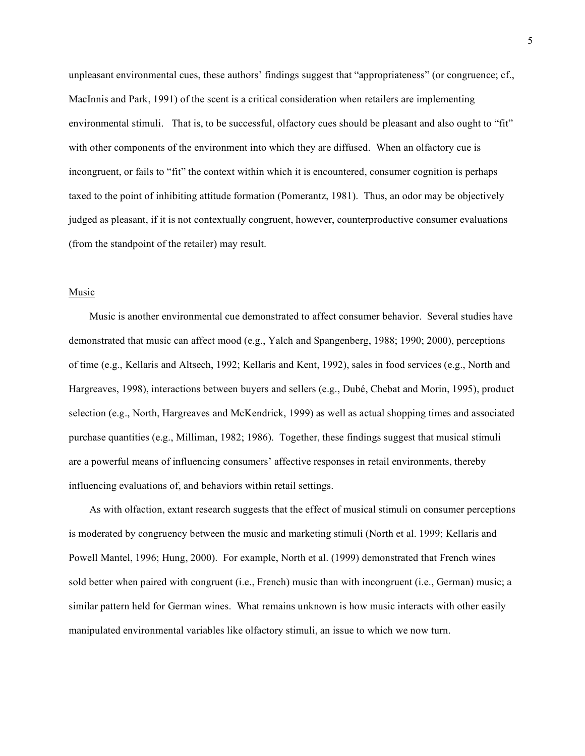unpleasant environmental cues, these authors' findings suggest that "appropriateness" (or congruence; cf., MacInnis and Park, 1991) of the scent is a critical consideration when retailers are implementing environmental stimuli. That is, to be successful, olfactory cues should be pleasant and also ought to "fit" with other components of the environment into which they are diffused. When an olfactory cue is incongruent, or fails to "fit" the context within which it is encountered, consumer cognition is perhaps taxed to the point of inhibiting attitude formation (Pomerantz, 1981). Thus, an odor may be objectively judged as pleasant, if it is not contextually congruent, however, counterproductive consumer evaluations (from the standpoint of the retailer) may result.

## Music

Music is another environmental cue demonstrated to affect consumer behavior. Several studies have demonstrated that music can affect mood (e.g., Yalch and Spangenberg, 1988; 1990; 2000), perceptions of time (e.g., Kellaris and Altsech, 1992; Kellaris and Kent, 1992), sales in food services (e.g., North and Hargreaves, 1998), interactions between buyers and sellers (e.g., Dubé, Chebat and Morin, 1995), product selection (e.g., North, Hargreaves and McKendrick, 1999) as well as actual shopping times and associated purchase quantities (e.g., Milliman, 1982; 1986). Together, these findings suggest that musical stimuli are a powerful means of influencing consumers' affective responses in retail environments, thereby influencing evaluations of, and behaviors within retail settings.

As with olfaction, extant research suggests that the effect of musical stimuli on consumer perceptions is moderated by congruency between the music and marketing stimuli (North et al. 1999; Kellaris and Powell Mantel, 1996; Hung, 2000). For example, North et al. (1999) demonstrated that French wines sold better when paired with congruent (i.e., French) music than with incongruent (i.e., German) music; a similar pattern held for German wines. What remains unknown is how music interacts with other easily manipulated environmental variables like olfactory stimuli, an issue to which we now turn.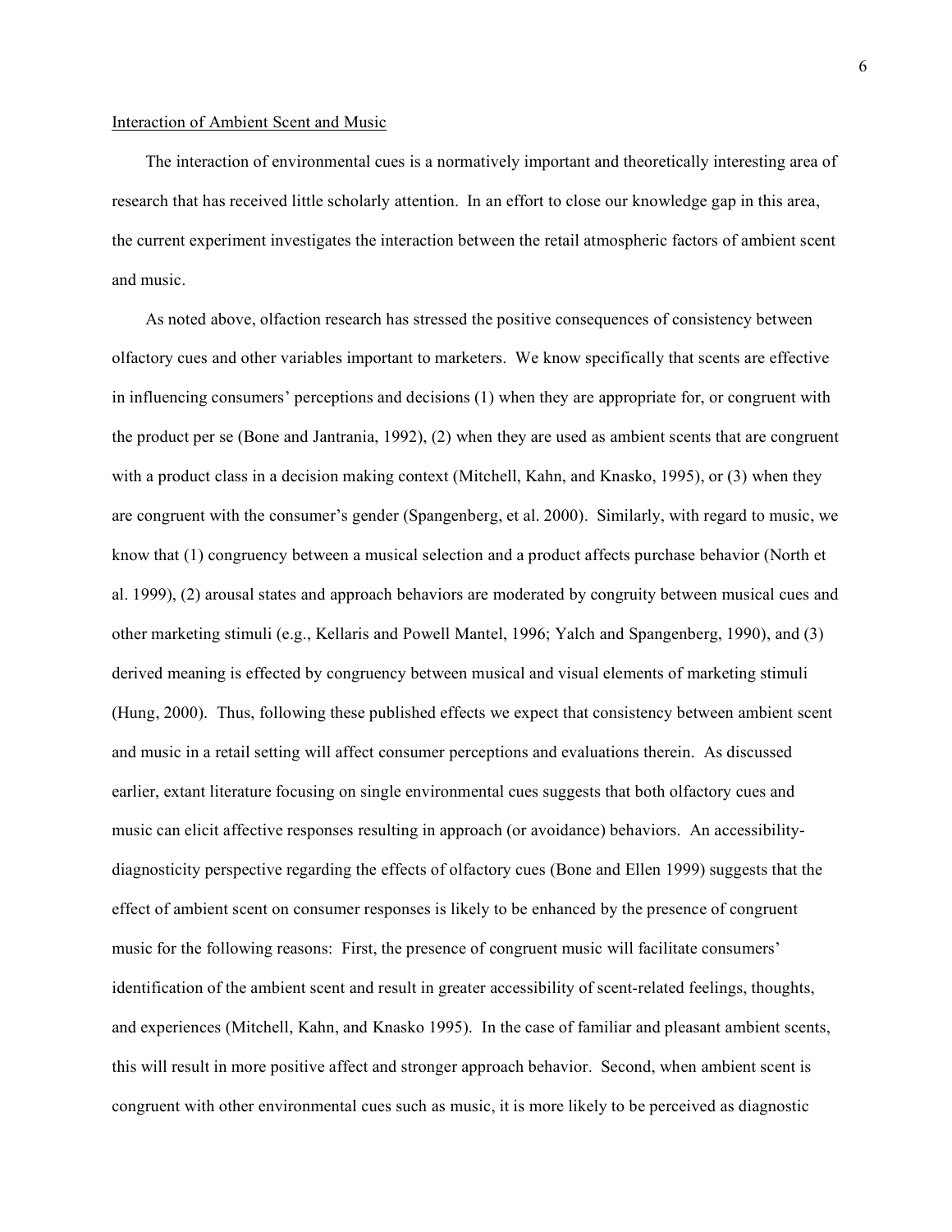## Interaction of Ambient Scent and Music

The interaction of environmental cues is a normatively important and theoretically interesting area of research that has received little scholarly attention. In an effort to close our knowledge gap in this area, the current experiment investigates the interaction between the retail atmospheric factors of ambient scent and music.

As noted above, olfaction research has stressed the positive consequences of consistency between olfactory cues and other variables important to marketers. We know specifically that scents are effective in influencing consumers' perceptions and decisions (1) when they are appropriate for, or congruent with the product per se (Bone and Jantrania, 1992), (2) when they are used as ambient scents that are congruent with a product class in a decision making context (Mitchell, Kahn, and Knasko, 1995), or (3) when they are congruent with the consumer's gender (Spangenberg, et al. 2000). Similarly, with regard to music, we know that (1) congruency between a musical selection and a product affects purchase behavior (North et al. 1999), (2) arousal states and approach behaviors are moderated by congruity between musical cues and other marketing stimuli (e.g., Kellaris and Powell Mantel, 1996; Yalch and Spangenberg, 1990), and (3) derived meaning is effected by congruency between musical and visual elements of marketing stimuli (Hung, 2000). Thus, following these published effects we expect that consistency between ambient scent and music in a retail setting will affect consumer perceptions and evaluations therein. As discussed earlier, extant literature focusing on single environmental cues suggests that both olfactory cues and music can elicit affective responses resulting in approach (or avoidance) behaviors. An accessibility-diagnosticity perspective regarding the effects of olfactory cues (Bone and Ellen 1999) suggests that the effect of ambient scent on consumer responses is likely to be enhanced by the presence of congruent music for the following reasons: First, the presence of congruent music will facilitate consumers' identification of the ambient scent and result in greater accessibility of scent-related feelings, thoughts, and experiences (Mitchell, Kahn, and Knasko 1995). In the case of familiar and pleasant ambient scents, this will result in more positive affect and stronger approach behavior. Second, when ambient scent is congruent with other environmental cues such as music, it is more likely to be perceived as diagnostic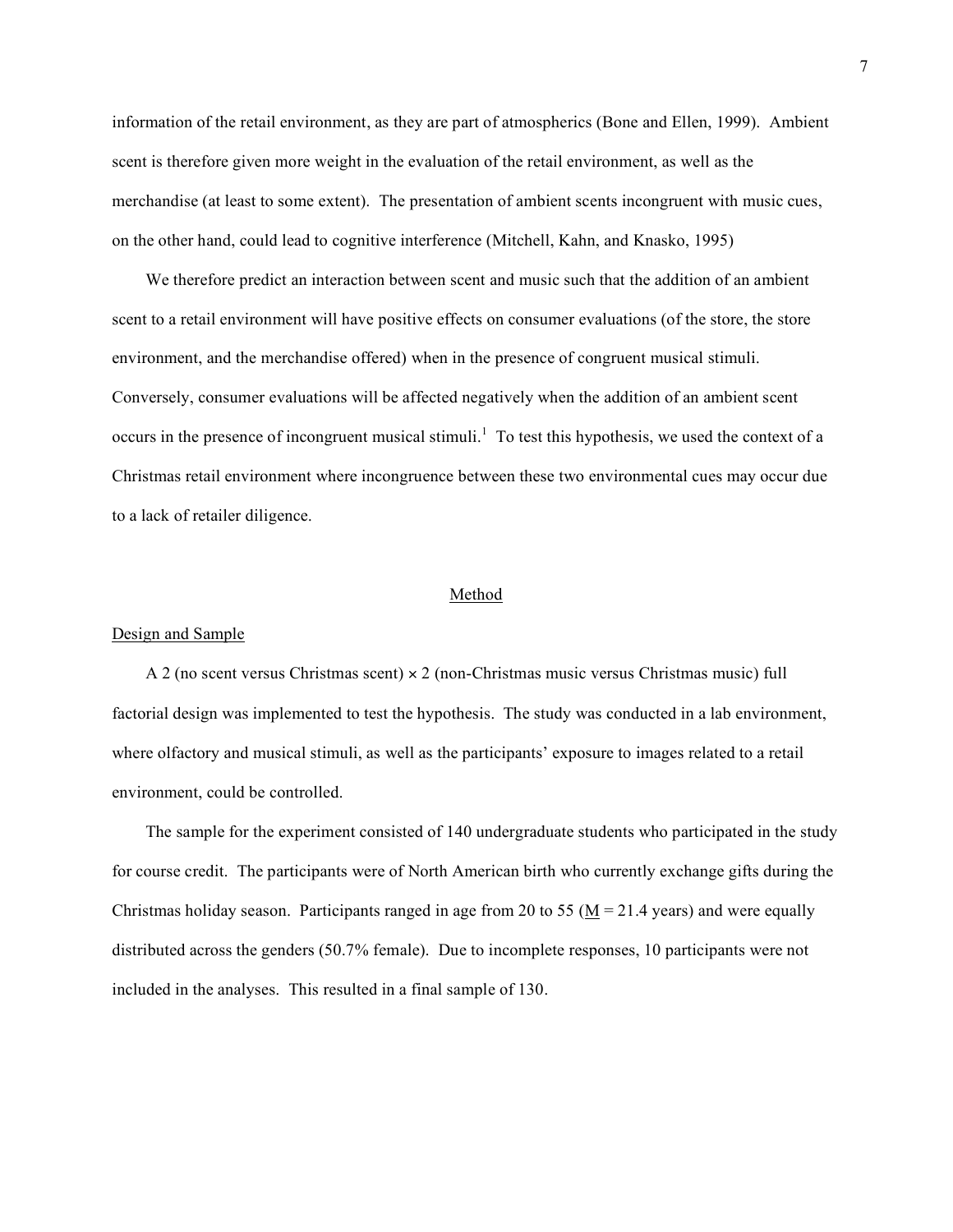information of the retail environment, as they are part of atmospherics (Bone and Ellen, 1999). Ambient scent is therefore given more weight in the evaluation of the retail environment, as well as the merchandise (at least to some extent). The presentation of ambient scents incongruent with music cues, on the other hand, could lead to cognitive interference (Mitchell, Kahn, and Knasko, 1995)

We therefore predict an interaction between scent and music such that the addition of an ambient scent to a retail environment will have positive effects on consumer evaluations (of the store, the store environment, and the merchandise offered) when in the presence of congruent musical stimuli. Conversely, consumer evaluations will be affected negatively when the addition of an ambient scent occurs in the presence of incongruent musical stimuli.[1] To test this hypothesis, we used the context of a Christmas retail environment where incongruence between these two environmental cues may occur due to a lack of retailer diligence.

## Method

### Design and Sample

A 2 (no scent versus Christmas scent) × 2 (non-Christmas music versus Christmas music) full factorial design was implemented to test the hypothesis. The study was conducted in a lab environment, where olfactory and musical stimuli, as well as the participants' exposure to images related to a retail environment, could be controlled.

The sample for the experiment consisted of 140 undergraduate students who participated in the study for course credit. The participants were of North American birth who currently exchange gifts during the Christmas holiday season. Participants ranged in age from 20 to 55 ($\underline{M}$ = 21.4 years) and were equally distributed across the genders (50.7% female). Due to incomplete responses, 10 participants were not included in the analyses. This resulted in a final sample of 130.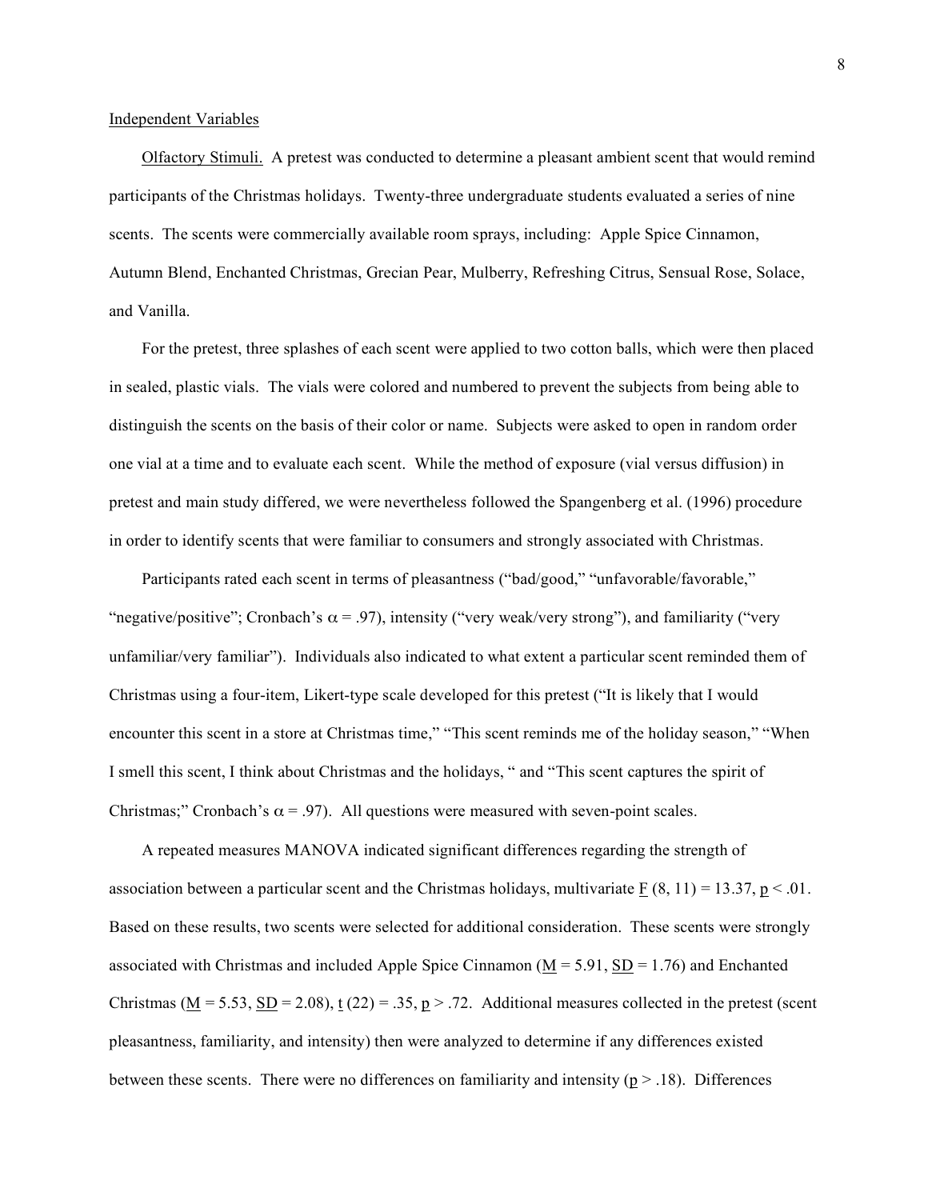## Independent Variables

Olfactory Stimuli. A pretest was conducted to determine a pleasant ambient scent that would remind participants of the Christmas holidays. Twenty-three undergraduate students evaluated a series of nine scents. The scents were commercially available room sprays, including: Apple Spice Cinnamon, Autumn Blend, Enchanted Christmas, Grecian Pear, Mulberry, Refreshing Citrus, Sensual Rose, Solace, and Vanilla.

For the pretest, three splashes of each scent were applied to two cotton balls, which were then placed in sealed, plastic vials. The vials were colored and numbered to prevent the subjects from being able to distinguish the scents on the basis of their color or name. Subjects were asked to open in random order one vial at a time and to evaluate each scent. While the method of exposure (vial versus diffusion) in pretest and main study differed, we were nevertheless followed the Spangenberg et al. (1996) procedure in order to identify scents that were familiar to consumers and strongly associated with Christmas.

Participants rated each scent in terms of pleasantness ("bad/good," "unfavorable/favorable," "negative/positive"; Cronbach's $\alpha = .97$), intensity ("very weak/very strong"), and familiarity ("very unfamiliar/very familiar"). Individuals also indicated to what extent a particular scent reminded them of Christmas using a four-item, Likert-type scale developed for this pretest ("It is likely that I would encounter this scent in a store at Christmas time," "This scent reminds me of the holiday season," "When I smell this scent, I think about Christmas and the holidays, " and "This scent captures the spirit of Christmas;" Cronbach's $\alpha = .97$). All questions were measured with seven-point scales.

A repeated measures MANOVA indicated significant differences regarding the strength of association between a particular scent and the Christmas holidays, multivariate $F\ (8, 11) = 13.37$, $p < .01$. Based on these results, two scents were selected for additional consideration. These scents were strongly associated with Christmas and included Apple Spice Cinnamon ($M = 5.91$, $SD = 1.76$) and Enchanted Christmas ($M = 5.53$, $SD = 2.08$), $t\ (22) = .35$, $p > .72$. Additional measures collected in the pretest (scent pleasantness, familiarity, and intensity) then were analyzed to determine if any differences existed between these scents. There were no differences on familiarity and intensity ($p > .18$). Differences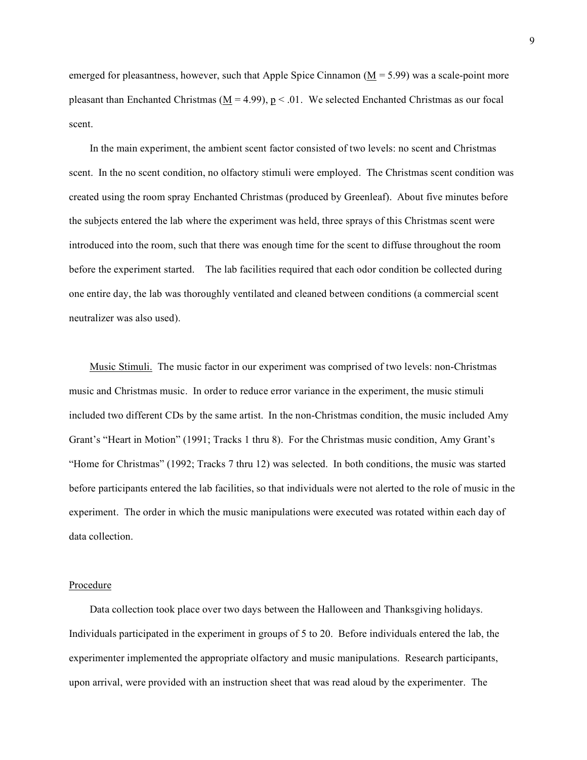emerged for pleasantness, however, such that Apple Spice Cinnamon ($\underline{M} = 5.99$) was a scale-point more pleasant than Enchanted Christmas ($\underline{M} = 4.99$), $\underline{p} < .01$. We selected Enchanted Christmas as our focal scent.

In the main experiment, the ambient scent factor consisted of two levels: no scent and Christmas scent. In the no scent condition, no olfactory stimuli were employed. The Christmas scent condition was created using the room spray Enchanted Christmas (produced by Greenleaf). About five minutes before the subjects entered the lab where the experiment was held, three sprays of this Christmas scent were introduced into the room, such that there was enough time for the scent to diffuse throughout the room before the experiment started. The lab facilities required that each odor condition be collected during one entire day, the lab was thoroughly ventilated and cleaned between conditions (a commercial scent neutralizer was also used).

Music Stimuli. The music factor in our experiment was comprised of two levels: non-Christmas music and Christmas music. In order to reduce error variance in the experiment, the music stimuli included two different CDs by the same artist. In the non-Christmas condition, the music included Amy Grant's "Heart in Motion" (1991; Tracks 1 thru 8). For the Christmas music condition, Amy Grant's "Home for Christmas" (1992; Tracks 7 thru 12) was selected. In both conditions, the music was started before participants entered the lab facilities, so that individuals were not alerted to the role of music in the experiment. The order in which the music manipulations were executed was rotated within each day of data collection.

## Procedure

Data collection took place over two days between the Halloween and Thanksgiving holidays. Individuals participated in the experiment in groups of 5 to 20. Before individuals entered the lab, the experimenter implemented the appropriate olfactory and music manipulations. Research participants, upon arrival, were provided with an instruction sheet that was read aloud by the experimenter. The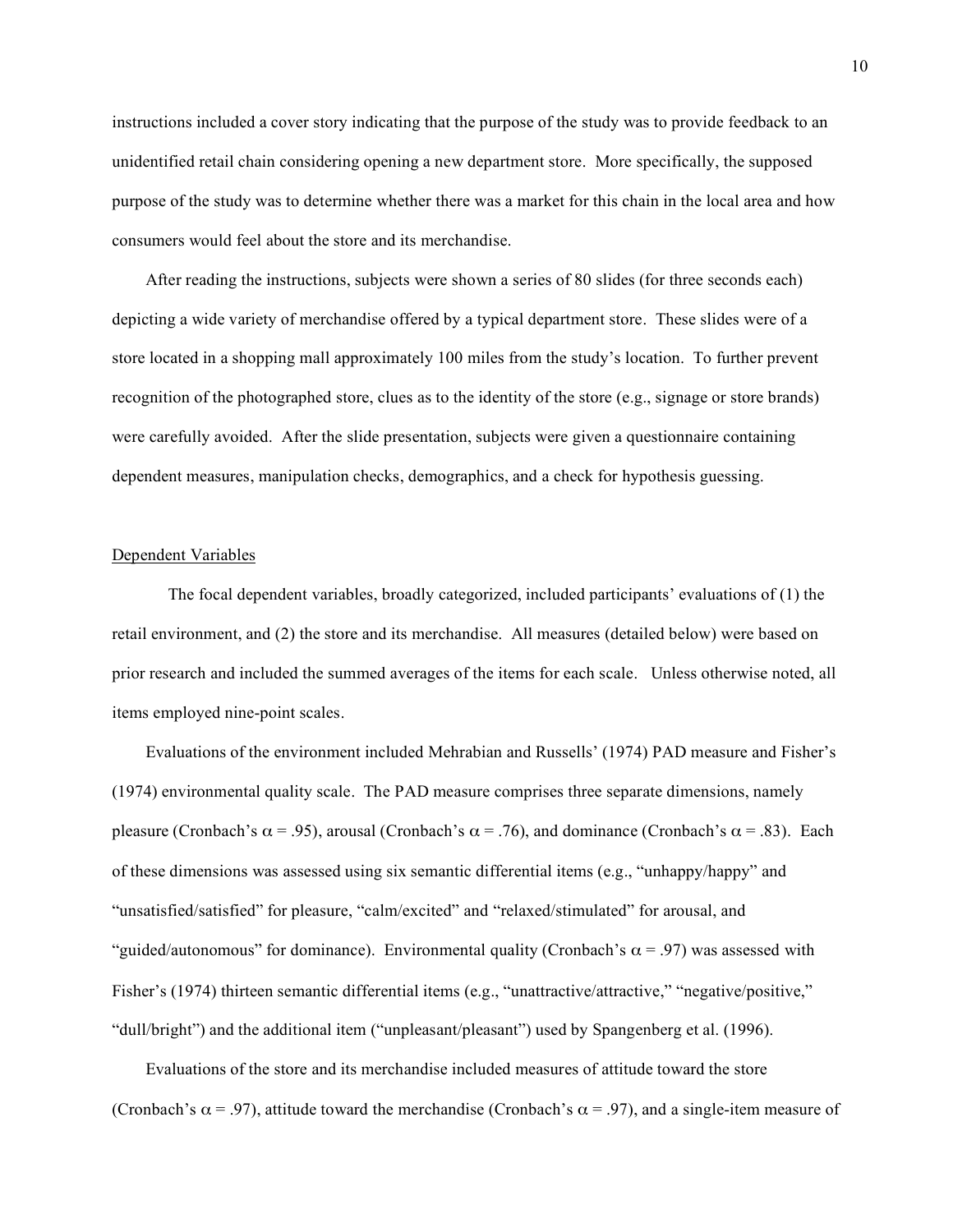instructions included a cover story indicating that the purpose of the study was to provide feedback to an unidentified retail chain considering opening a new department store. More specifically, the supposed purpose of the study was to determine whether there was a market for this chain in the local area and how consumers would feel about the store and its merchandise.

After reading the instructions, subjects were shown a series of 80 slides (for three seconds each) depicting a wide variety of merchandise offered by a typical department store. These slides were of a store located in a shopping mall approximately 100 miles from the study's location. To further prevent recognition of the photographed store, clues as to the identity of the store (e.g., signage or store brands) were carefully avoided. After the slide presentation, subjects were given a questionnaire containing dependent measures, manipulation checks, demographics, and a check for hypothesis guessing.

Dependent Variables

The focal dependent variables, broadly categorized, included participants' evaluations of (1) the retail environment, and (2) the store and its merchandise. All measures (detailed below) were based on prior research and included the summed averages of the items for each scale. Unless otherwise noted, all items employed nine-point scales.

Evaluations of the environment included Mehrabian and Russells' (1974) PAD measure and Fisher's (1974) environmental quality scale. The PAD measure comprises three separate dimensions, namely pleasure (Cronbach's $\alpha$ = .95), arousal (Cronbach's $\alpha$ = .76), and dominance (Cronbach's $\alpha$ = .83). Each of these dimensions was assessed using six semantic differential items (e.g., "unhappy/happy" and "unsatisfied/satisfied" for pleasure, "calm/excited" and "relaxed/stimulated" for arousal, and "guided/autonomous" for dominance). Environmental quality (Cronbach's $\alpha$ = .97) was assessed with Fisher's (1974) thirteen semantic differential items (e.g., "unattractive/attractive," "negative/positive," "dull/bright") and the additional item ("unpleasant/pleasant") used by Spangenberg et al. (1996).

Evaluations of the store and its merchandise included measures of attitude toward the store (Cronbach's $\alpha$ = .97), attitude toward the merchandise (Cronbach's $\alpha$ = .97), and a single-item measure of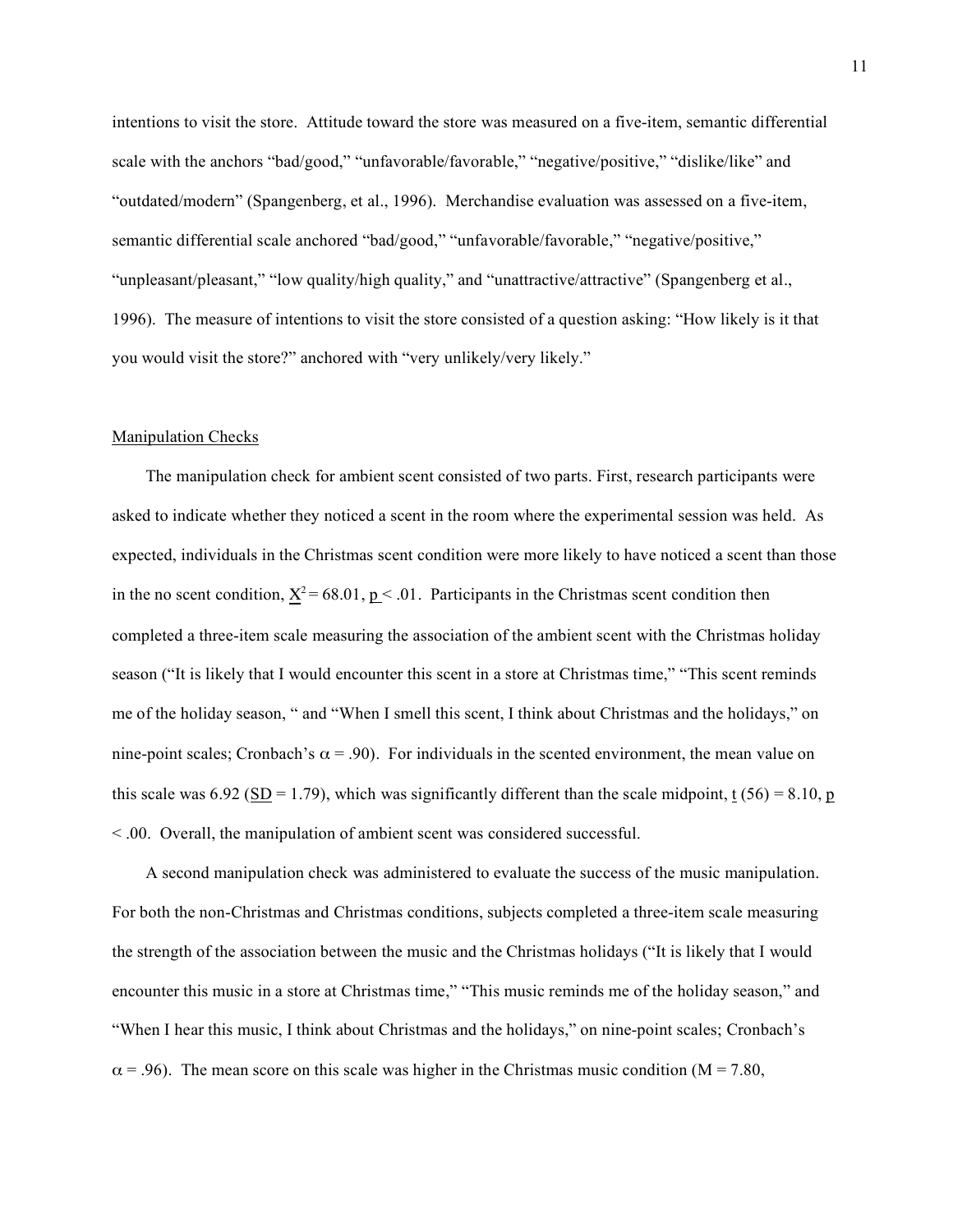intentions to visit the store. Attitude toward the store was measured on a five-item, semantic differential scale with the anchors "bad/good," "unfavorable/favorable," "negative/positive," "dislike/like" and "outdated/modern" (Spangenberg, et al., 1996). Merchandise evaluation was assessed on a five-item, semantic differential scale anchored "bad/good," "unfavorable/favorable," "negative/positive," "unpleasant/pleasant," "low quality/high quality," and "unattractive/attractive" (Spangenberg et al., 1996). The measure of intentions to visit the store consisted of a question asking: "How likely is it that you would visit the store?" anchored with "very unlikely/very likely."

## Manipulation Checks

The manipulation check for ambient scent consisted of two parts. First, research participants were asked to indicate whether they noticed a scent in the room where the experimental session was held. As expected, individuals in the Christmas scent condition were more likely to have noticed a scent than those in the no scent condition, $X^2 = 68.01$, $p < .01$. Participants in the Christmas scent condition then completed a three-item scale measuring the association of the ambient scent with the Christmas holiday season ("It is likely that I would encounter this scent in a store at Christmas time," "This scent reminds me of the holiday season, " and "When I smell this scent, I think about Christmas and the holidays," on nine-point scales; Cronbach's $\alpha = .90$). For individuals in the scented environment, the mean value on this scale was 6.92 ($SD = 1.79$), which was significantly different than the scale midpoint, $t(56) = 8.10$, $p < .00$. Overall, the manipulation of ambient scent was considered successful.

A second manipulation check was administered to evaluate the success of the music manipulation. For both the non-Christmas and Christmas conditions, subjects completed a three-item scale measuring the strength of the association between the music and the Christmas holidays ("It is likely that I would encounter this music in a store at Christmas time," "This music reminds me of the holiday season," and "When I hear this music, I think about Christmas and the holidays," on nine-point scales; Cronbach's $\alpha = .96$). The mean score on this scale was higher in the Christmas music condition ($M = 7.80$,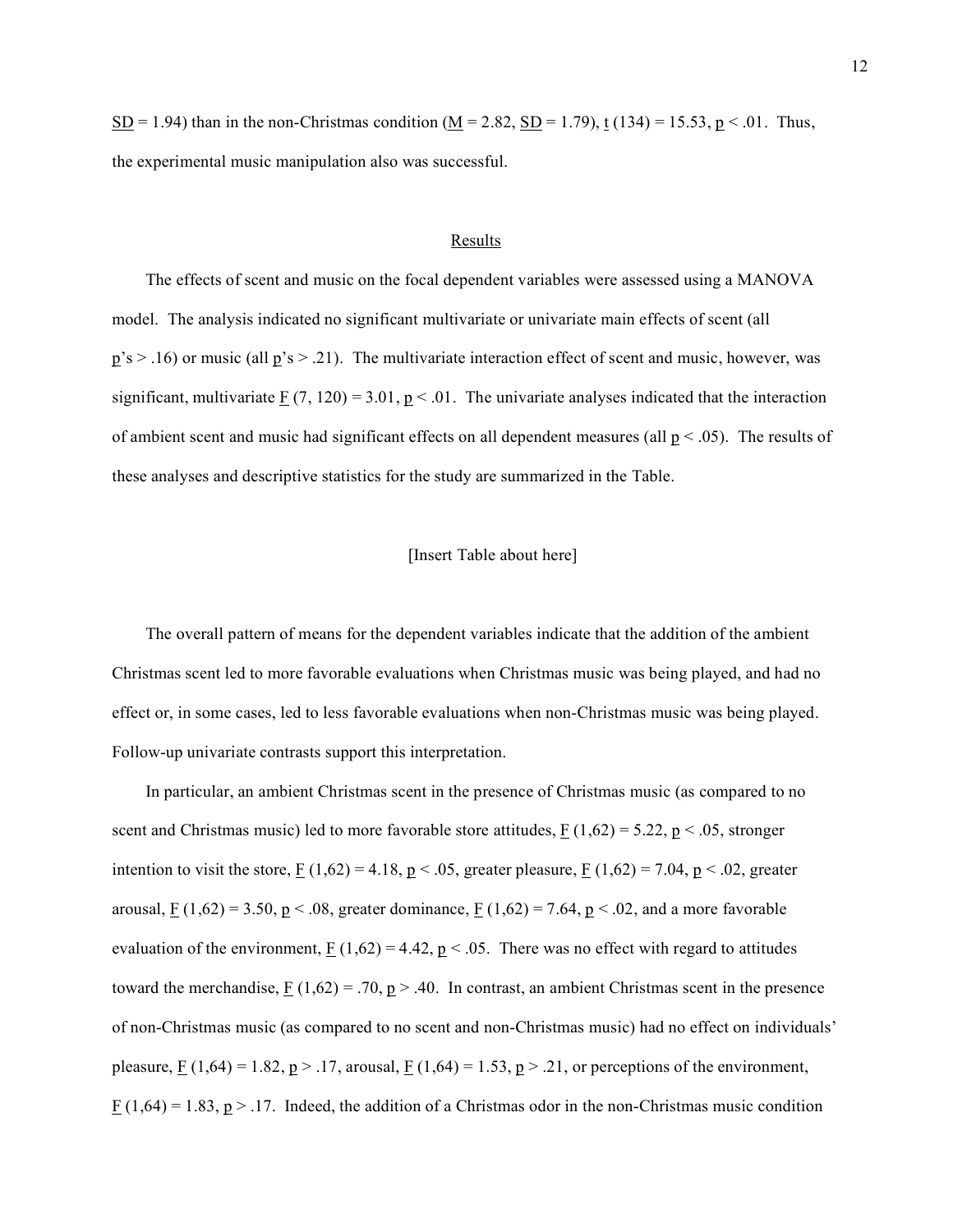$SD = 1.94$) than in the non-Christmas condition ($M = 2.82$, $SD = 1.79$), $t(134) = 15.53$, $p < .01$. Thus, the experimental music manipulation also was successful.

## Results

The effects of scent and music on the focal dependent variables were assessed using a MANOVA model. The analysis indicated no significant multivariate or univariate main effects of scent (all $p$'s > .16) or music (all $p$'s > .21). The multivariate interaction effect of scent and music, however, was significant, multivariate $F(7, 120) = 3.01$, $p < .01$. The univariate analyses indicated that the interaction of ambient scent and music had significant effects on all dependent measures (all $p < .05$). The results of these analyses and descriptive statistics for the study are summarized in the Table.

[Insert Table about here]

The overall pattern of means for the dependent variables indicate that the addition of the ambient Christmas scent led to more favorable evaluations when Christmas music was being played, and had no effect or, in some cases, led to less favorable evaluations when non-Christmas music was being played. Follow-up univariate contrasts support this interpretation.

In particular, an ambient Christmas scent in the presence of Christmas music (as compared to no scent and Christmas music) led to more favorable store attitudes, $F(1,62) = 5.22$, $p < .05$, stronger intention to visit the store, $F(1,62) = 4.18$, $p < .05$, greater pleasure, $F(1,62) = 7.04$, $p < .02$, greater arousal, $F(1,62) = 3.50$, $p < .08$, greater dominance, $F(1,62) = 7.64$, $p < .02$, and a more favorable evaluation of the environment, $F(1,62) = 4.42$, $p < .05$. There was no effect with regard to attitudes toward the merchandise, $F(1,62) = .70$, $p > .40$. In contrast, an ambient Christmas scent in the presence of non-Christmas music (as compared to no scent and non-Christmas music) had no effect on individuals' pleasure, $F(1,64) = 1.82$, $p > .17$, arousal, $F(1,64) = 1.53$, $p > .21$, or perceptions of the environment, $F(1,64) = 1.83$, $p > .17$. Indeed, the addition of a Christmas odor in the non-Christmas music condition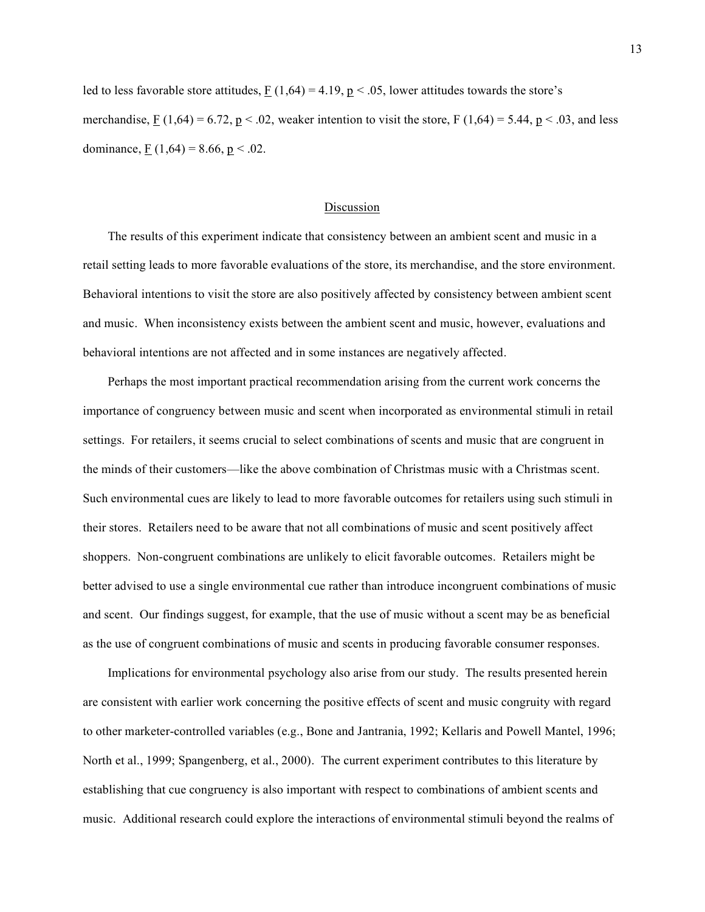led to less favorable store attitudes, $F(1,64) = 4.19$, $p < .05$, lower attitudes towards the store's merchandise, $F(1,64) = 6.72$, $p < .02$, weaker intention to visit the store, $F(1,64) = 5.44$, $p < .03$, and less dominance, $F(1,64) = 8.66$, $p < .02$.

## Discussion

The results of this experiment indicate that consistency between an ambient scent and music in a retail setting leads to more favorable evaluations of the store, its merchandise, and the store environment. Behavioral intentions to visit the store are also positively affected by consistency between ambient scent and music. When inconsistency exists between the ambient scent and music, however, evaluations and behavioral intentions are not affected and in some instances are negatively affected.

Perhaps the most important practical recommendation arising from the current work concerns the importance of congruency between music and scent when incorporated as environmental stimuli in retail settings. For retailers, it seems crucial to select combinations of scents and music that are congruent in the minds of their customers—like the above combination of Christmas music with a Christmas scent. Such environmental cues are likely to lead to more favorable outcomes for retailers using such stimuli in their stores. Retailers need to be aware that not all combinations of music and scent positively affect shoppers. Non-congruent combinations are unlikely to elicit favorable outcomes. Retailers might be better advised to use a single environmental cue rather than introduce incongruent combinations of music and scent. Our findings suggest, for example, that the use of music without a scent may be as beneficial as the use of congruent combinations of music and scents in producing favorable consumer responses.

Implications for environmental psychology also arise from our study. The results presented herein are consistent with earlier work concerning the positive effects of scent and music congruity with regard to other marketer-controlled variables (e.g., Bone and Jantrania, 1992; Kellaris and Powell Mantel, 1996; North et al., 1999; Spangenberg, et al., 2000). The current experiment contributes to this literature by establishing that cue congruency is also important with respect to combinations of ambient scents and music. Additional research could explore the interactions of environmental stimuli beyond the realms of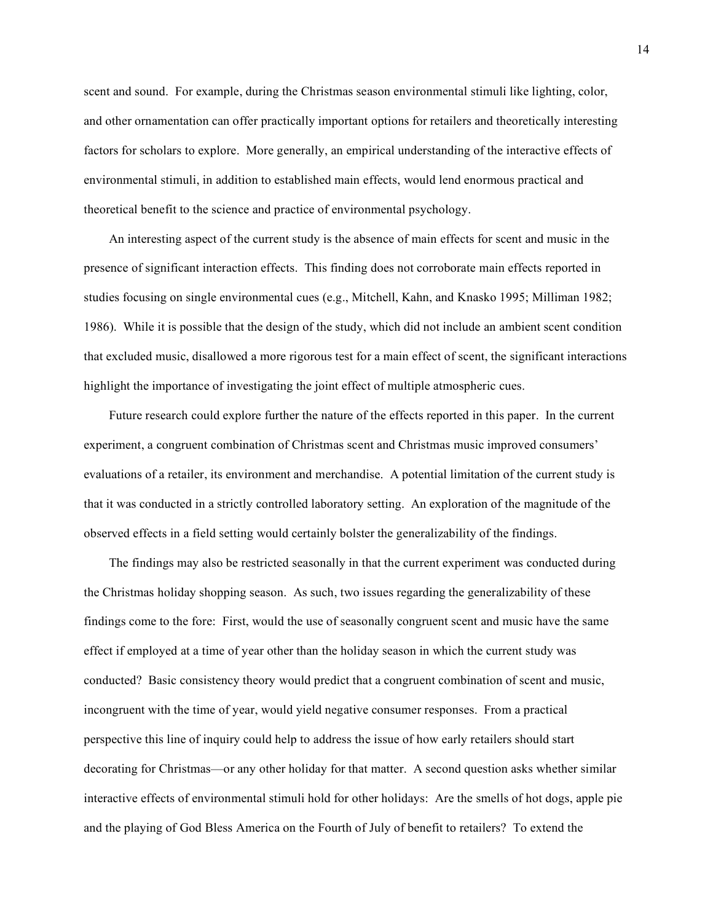scent and sound. For example, during the Christmas season environmental stimuli like lighting, color, and other ornamentation can offer practically important options for retailers and theoretically interesting factors for scholars to explore. More generally, an empirical understanding of the interactive effects of environmental stimuli, in addition to established main effects, would lend enormous practical and theoretical benefit to the science and practice of environmental psychology.

An interesting aspect of the current study is the absence of main effects for scent and music in the presence of significant interaction effects. This finding does not corroborate main effects reported in studies focusing on single environmental cues (e.g., Mitchell, Kahn, and Knasko 1995; Milliman 1982; 1986). While it is possible that the design of the study, which did not include an ambient scent condition that excluded music, disallowed a more rigorous test for a main effect of scent, the significant interactions highlight the importance of investigating the joint effect of multiple atmospheric cues.

Future research could explore further the nature of the effects reported in this paper. In the current experiment, a congruent combination of Christmas scent and Christmas music improved consumers' evaluations of a retailer, its environment and merchandise. A potential limitation of the current study is that it was conducted in a strictly controlled laboratory setting. An exploration of the magnitude of the observed effects in a field setting would certainly bolster the generalizability of the findings.

The findings may also be restricted seasonally in that the current experiment was conducted during the Christmas holiday shopping season. As such, two issues regarding the generalizability of these findings come to the fore: First, would the use of seasonally congruent scent and music have the same effect if employed at a time of year other than the holiday season in which the current study was conducted? Basic consistency theory would predict that a congruent combination of scent and music, incongruent with the time of year, would yield negative consumer responses. From a practical perspective this line of inquiry could help to address the issue of how early retailers should start decorating for Christmas—or any other holiday for that matter. A second question asks whether similar interactive effects of environmental stimuli hold for other holidays: Are the smells of hot dogs, apple pie and the playing of God Bless America on the Fourth of July of benefit to retailers? To extend the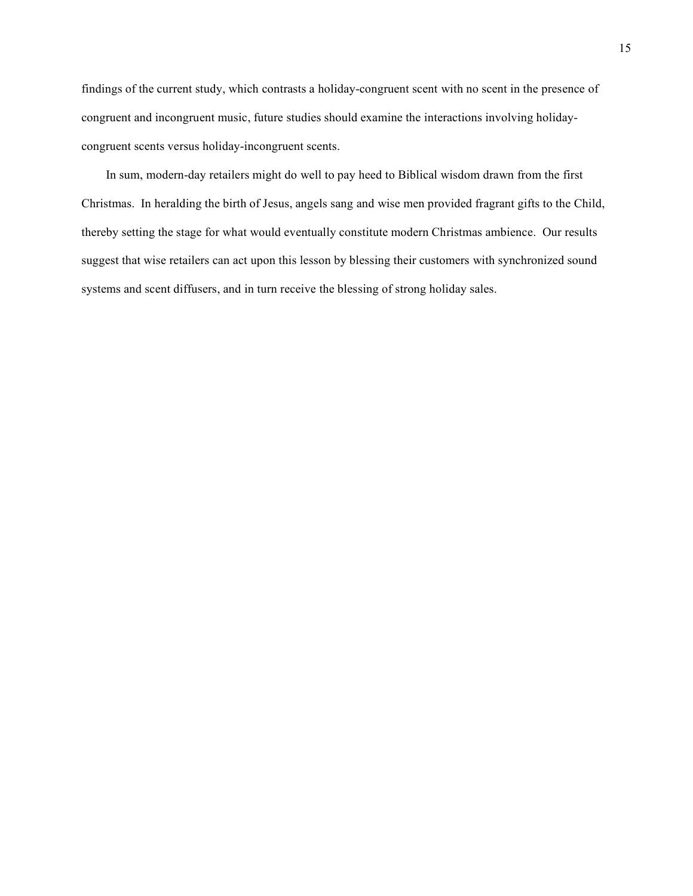findings of the current study, which contrasts a holiday-congruent scent with no scent in the presence of congruent and incongruent music, future studies should examine the interactions involving holiday-congruent scents versus holiday-incongruent scents.

In sum, modern-day retailers might do well to pay heed to Biblical wisdom drawn from the first Christmas. In heralding the birth of Jesus, angels sang and wise men provided fragrant gifts to the Child, thereby setting the stage for what would eventually constitute modern Christmas ambience. Our results suggest that wise retailers can act upon this lesson by blessing their customers with synchronized sound systems and scent diffusers, and in turn receive the blessing of strong holiday sales.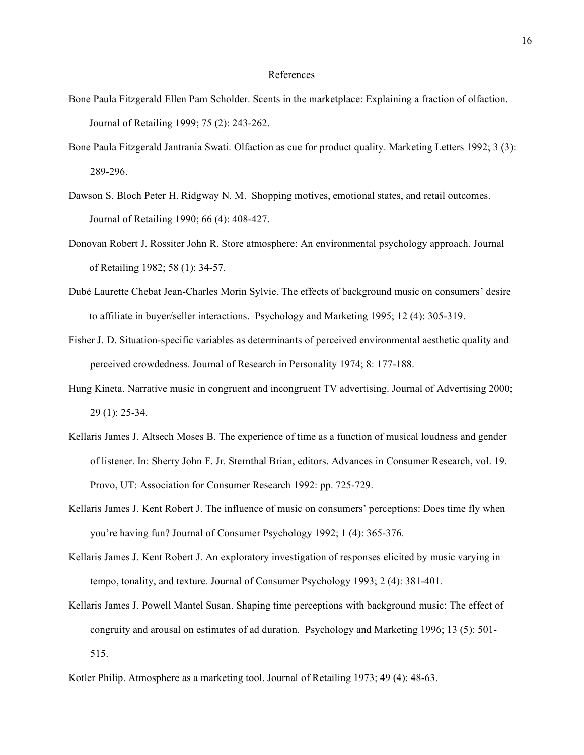## References

Bone Paula Fitzgerald Ellen Pam Scholder. Scents in the marketplace: Explaining a fraction of olfaction. Journal of Retailing 1999; 75 (2): 243-262.

Bone Paula Fitzgerald Jantrania Swati. Olfaction as cue for product quality. Marketing Letters 1992; 3 (3): 289-296.

Dawson S. Bloch Peter H. Ridgway N. M. Shopping motives, emotional states, and retail outcomes. Journal of Retailing 1990; 66 (4): 408-427.

Donovan Robert J. Rossiter John R. Store atmosphere: An environmental psychology approach. Journal of Retailing 1982; 58 (1): 34-57.

Dubé Laurette Chebat Jean-Charles Morin Sylvie. The effects of background music on consumers' desire to affiliate in buyer/seller interactions. Psychology and Marketing 1995; 12 (4): 305-319.

Fisher J. D. Situation-specific variables as determinants of perceived environmental aesthetic quality and perceived crowdedness. Journal of Research in Personality 1974; 8: 177-188.

Hung Kineta. Narrative music in congruent and incongruent TV advertising. Journal of Advertising 2000; 29 (1): 25-34.

Kellaris James J. Altsech Moses B. The experience of time as a function of musical loudness and gender of listener. In: Sherry John F. Jr. Sternthal Brian, editors. Advances in Consumer Research, vol. 19. Provo, UT: Association for Consumer Research 1992: pp. 725-729.

Kellaris James J. Kent Robert J. The influence of music on consumers' perceptions: Does time fly when you're having fun? Journal of Consumer Psychology 1992; 1 (4): 365-376.

Kellaris James J. Kent Robert J. An exploratory investigation of responses elicited by music varying in tempo, tonality, and texture. Journal of Consumer Psychology 1993; 2 (4): 381-401.

Kellaris James J. Powell Mantel Susan. Shaping time perceptions with background music: The effect of congruity and arousal on estimates of ad duration. Psychology and Marketing 1996; 13 (5): 501-515.

Kotler Philip. Atmosphere as a marketing tool. Journal of Retailing 1973; 49 (4): 48-63.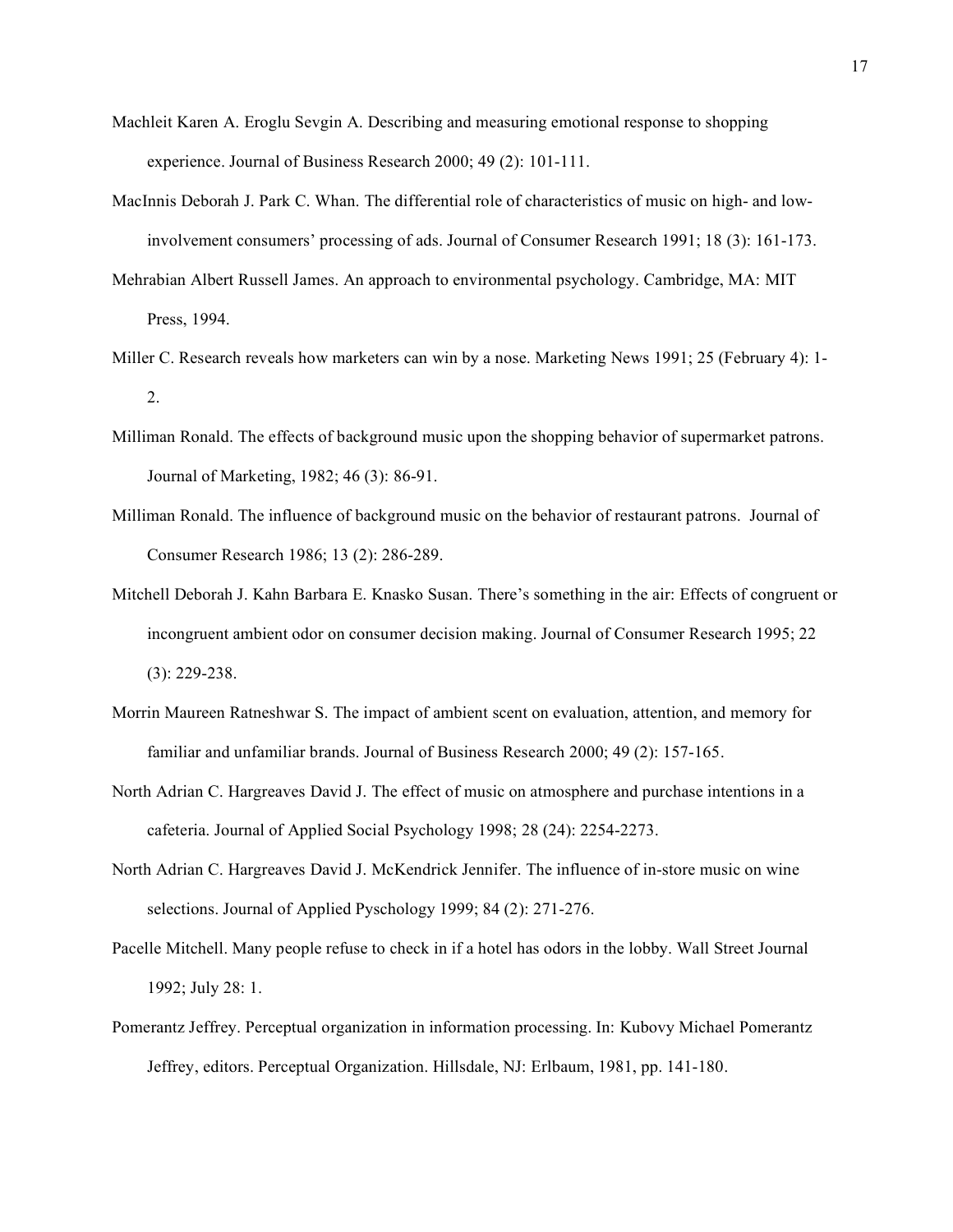Machleit Karen A. Eroglu Sevgin A. Describing and measuring emotional response to shopping experience. Journal of Business Research 2000; 49 (2): 101-111.

MacInnis Deborah J. Park C. Whan. The differential role of characteristics of music on high- and low-involvement consumers' processing of ads. Journal of Consumer Research 1991; 18 (3): 161-173.

Mehrabian Albert Russell James. An approach to environmental psychology. Cambridge, MA: MIT Press, 1994.

Miller C. Research reveals how marketers can win by a nose. Marketing News 1991; 25 (February 4): 1-2.

Milliman Ronald. The effects of background music upon the shopping behavior of supermarket patrons. Journal of Marketing, 1982; 46 (3): 86-91.

Milliman Ronald. The influence of background music on the behavior of restaurant patrons. Journal of Consumer Research 1986; 13 (2): 286-289.

Mitchell Deborah J. Kahn Barbara E. Knasko Susan. There's something in the air: Effects of congruent or incongruent ambient odor on consumer decision making. Journal of Consumer Research 1995; 22 (3): 229-238.

Morrin Maureen Ratneshwar S. The impact of ambient scent on evaluation, attention, and memory for familiar and unfamiliar brands. Journal of Business Research 2000; 49 (2): 157-165.

North Adrian C. Hargreaves David J. The effect of music on atmosphere and purchase intentions in a cafeteria. Journal of Applied Social Psychology 1998; 28 (24): 2254-2273.

North Adrian C. Hargreaves David J. McKendrick Jennifer. The influence of in-store music on wine selections. Journal of Applied Pyschology 1999; 84 (2): 271-276.

Pacelle Mitchell. Many people refuse to check in if a hotel has odors in the lobby. Wall Street Journal 1992; July 28: 1.

Pomerantz Jeffrey. Perceptual organization in information processing. In: Kubovy Michael Pomerantz Jeffrey, editors. Perceptual Organization. Hillsdale, NJ: Erlbaum, 1981, pp. 141-180.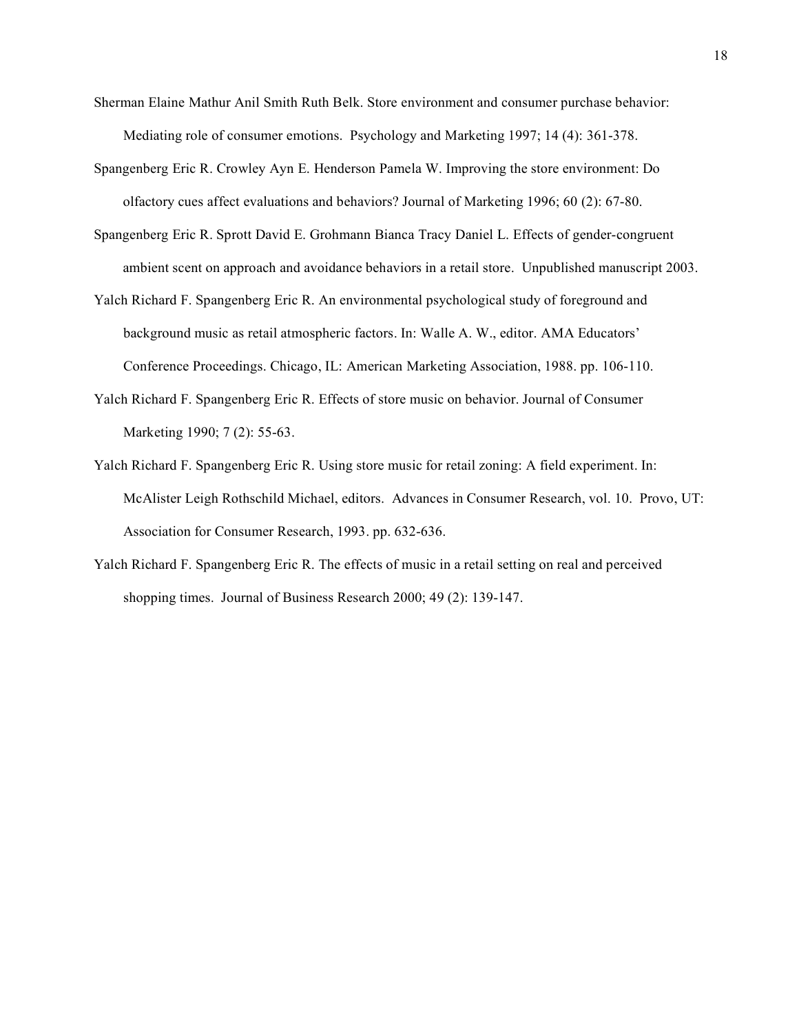Sherman Elaine Mathur Anil Smith Ruth Belk. Store environment and consumer purchase behavior: Mediating role of consumer emotions. Psychology and Marketing 1997; 14 (4): 361-378.

Spangenberg Eric R. Crowley Ayn E. Henderson Pamela W. Improving the store environment: Do olfactory cues affect evaluations and behaviors? Journal of Marketing 1996; 60 (2): 67-80.

Spangenberg Eric R. Sprott David E. Grohmann Bianca Tracy Daniel L. Effects of gender-congruent ambient scent on approach and avoidance behaviors in a retail store. Unpublished manuscript 2003.

Yalch Richard F. Spangenberg Eric R. An environmental psychological study of foreground and background music as retail atmospheric factors. In: Walle A. W., editor. AMA Educators' Conference Proceedings. Chicago, IL: American Marketing Association, 1988. pp. 106-110.

Yalch Richard F. Spangenberg Eric R. Effects of store music on behavior. Journal of Consumer Marketing 1990; 7 (2): 55-63.

Yalch Richard F. Spangenberg Eric R. Using store music for retail zoning: A field experiment. In: McAlister Leigh Rothschild Michael, editors. Advances in Consumer Research, vol. 10. Provo, UT: Association for Consumer Research, 1993. pp. 632-636.

Yalch Richard F. Spangenberg Eric R. The effects of music in a retail setting on real and perceived shopping times. Journal of Business Research 2000; 49 (2): 139-147.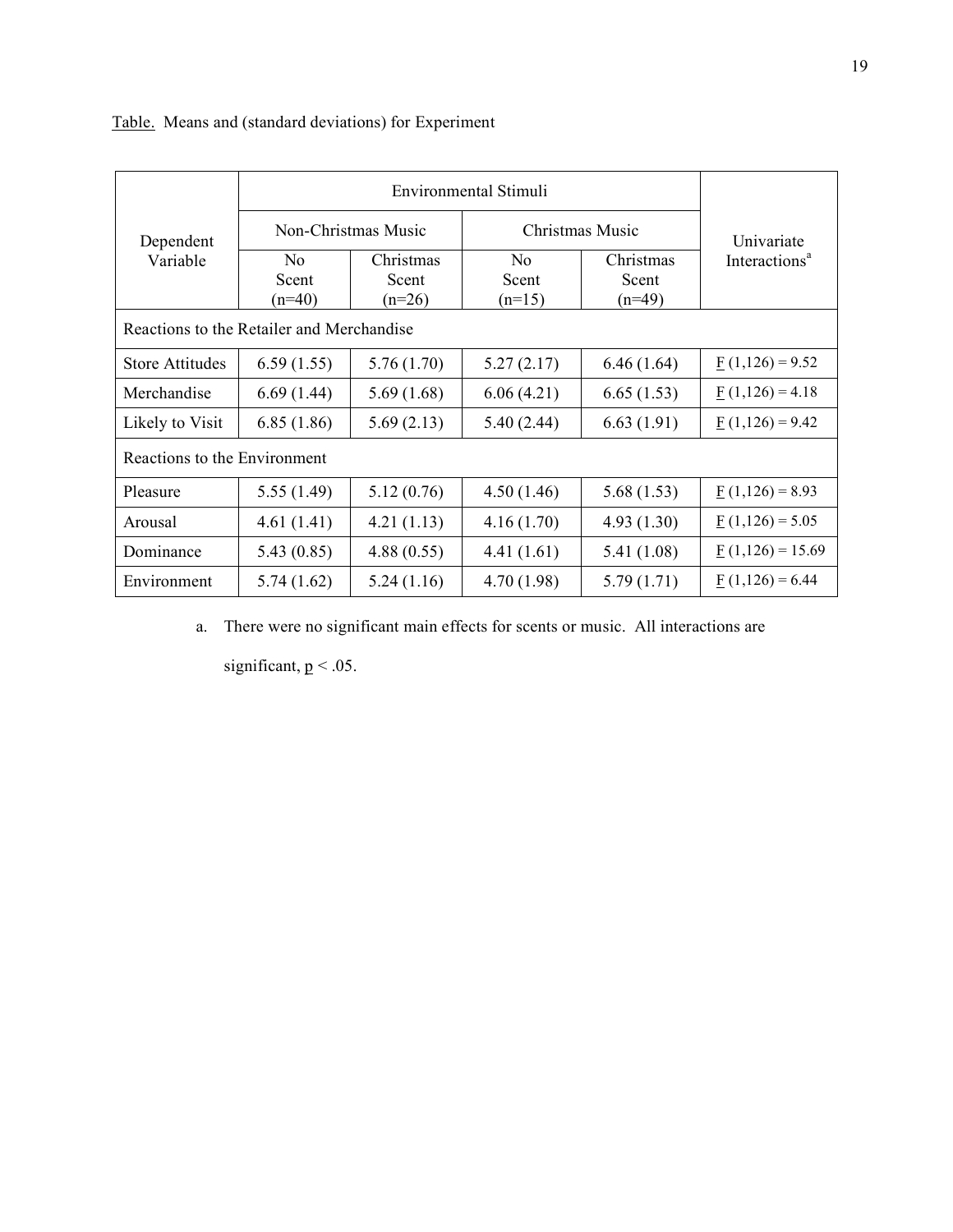<u>Table.</u> Means and (standard deviations) for Experiment

| Dependent Variable | Environmental Stimuli | | | | Univariate Interactions[a] |
|---|---|---|---|---|---|
| | Non-Christmas Music | | Christmas Music | | |
| | No Scent (n=40) | Christmas Scent (n=26) | No Scent (n=15) | Christmas Scent (n=49) | |
| **Reactions to the Retailer and Merchandise** | | | | | |
| Store Attitudes | 6.59 (1.55) | 5.76 (1.70) | 5.27 (2.17) | 6.46 (1.64) | $F\,(1,126) = 9.52$ |
| Merchandise | 6.69 (1.44) | 5.69 (1.68) | 6.06 (4.21) | 6.65 (1.53) | $F\,(1,126) = 4.18$ |
| Likely to Visit | 6.85 (1.86) | 5.69 (2.13) | 5.40 (2.44) | 6.63 (1.91) | $F\,(1,126) = 9.42$ |
| **Reactions to the Environment** | | | | | |
| Pleasure | 5.55 (1.49) | 5.12 (0.76) | 4.50 (1.46) | 5.68 (1.53) | $F\,(1,126) = 8.93$ |
| Arousal | 4.61 (1.41) | 4.21 (1.13) | 4.16 (1.70) | 4.93 (1.30) | $F\,(1,126) = 5.05$ |
| Dominance | 5.43 (0.85) | 4.88 (0.55) | 4.41 (1.61) | 5.41 (1.08) | $F\,(1,126) = 15.69$ |
| Environment | 5.74 (1.62) | 5.24 (1.16) | 4.70 (1.98) | 5.79 (1.71) | $F\,(1,126) = 6.44$ |

a. There were no significant main effects for scents or music. All interactions are significant, $p < .05$.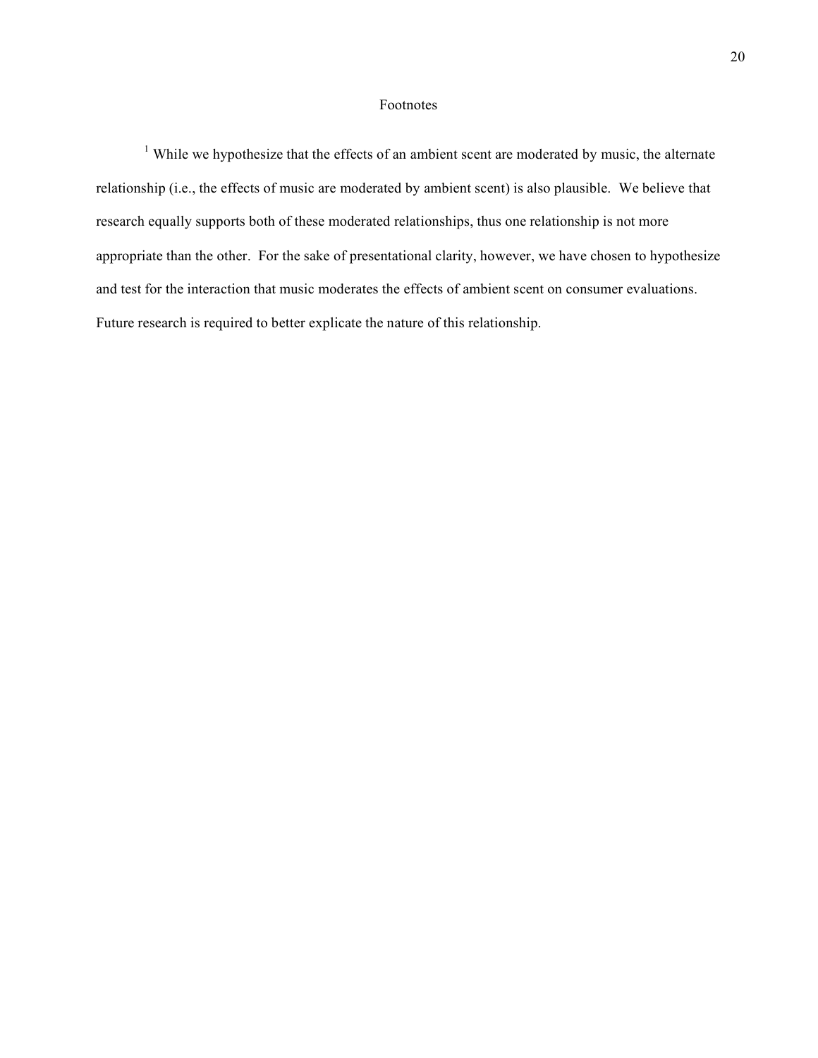# Footnotes

[1] While we hypothesize that the effects of an ambient scent are moderated by music, the alternate relationship (i.e., the effects of music are moderated by ambient scent) is also plausible. We believe that research equally supports both of these moderated relationships, thus one relationship is not more appropriate than the other. For the sake of presentational clarity, however, we have chosen to hypothesize and test for the interaction that music moderates the effects of ambient scent on consumer evaluations. Future research is required to better explicate the nature of this relationship.